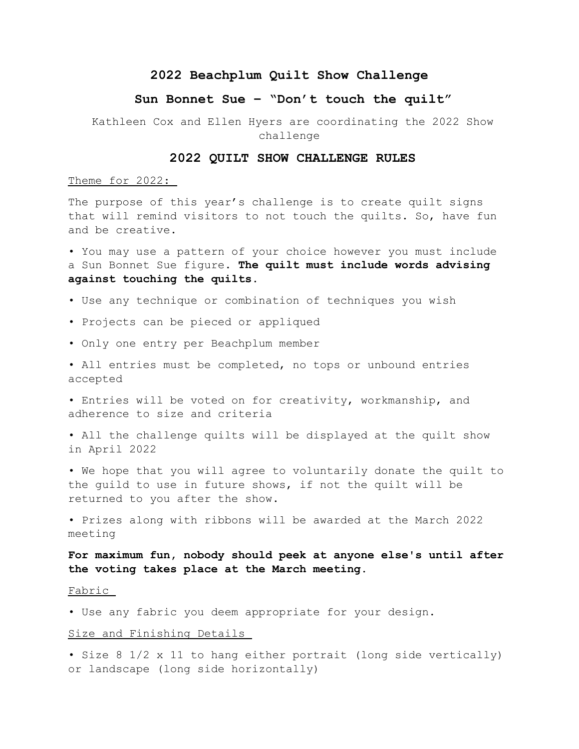# 2022 Beachplum Quilt Show Challenge

## Sun Bonnet Sue – "Don't touch the quilt"

Kathleen Cox and Ellen Hyers are coordinating the 2022 Show challenge

## 2022 QUILT SHOW CHALLENGE RULES

Theme for 2022:

The purpose of this year's challenge is to create quilt signs that will remind visitors to not touch the quilts. So, have fun and be creative.

- You may use a pattern of your choice however you must include a Sun Bonnet Sue figure. **The quilt must include words advising against touching the quilts.**
- Use any technique or combination of techniques you wish
- Projects can be pieced or appliqued
- Only one entry per Beachplum member
- All entries must be completed, no tops or unbound entries accepted
- Entries will be voted on for creativity, workmanship, and adherence to size and criteria
- All the challenge quilts will be displayed at the quilt show in April 2022
- We hope that you will agree to voluntarily donate the quilt to the guild to use in future shows, if not the quilt will be returned to you after the show.
- Prizes along with ribbons will be awarded at the March 2022 meeting

**For maximum fun, nobody should peek at anyone else's until after the voting takes place at the March meeting.**

Fabric

- Use any fabric you deem appropriate for your design.

Size and Finishing Details

- Size 8 1/2 x 11 to hang either portrait (long side vertically) or landscape (long side horizontally)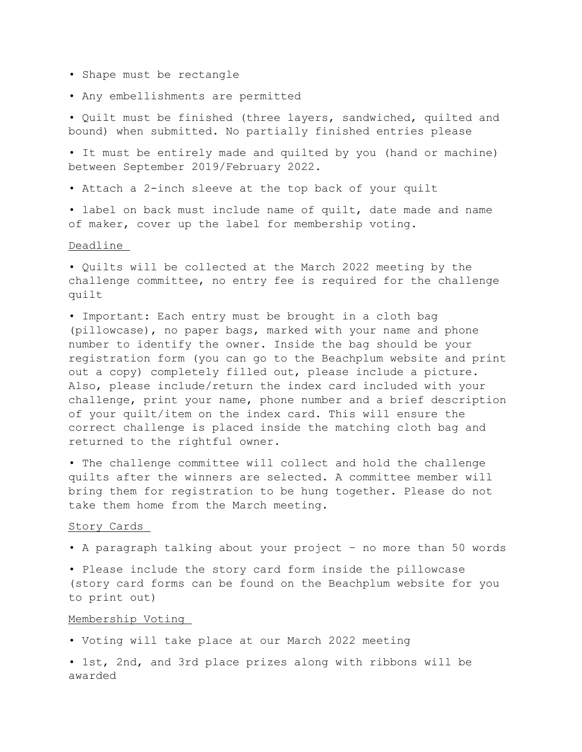- Shape must be rectangle
- Any embellishments are permitted
- Quilt must be finished (three layers, sandwiched, quilted and bound) when submitted. No partially finished entries please
- It must be entirely made and quilted by you (hand or machine) between September 2019/February 2022.
- Attach a 2-inch sleeve at the top back of your quilt
- label on back must include name of quilt, date made and name of maker, cover up the label for membership voting.

<u>Deadline</u>

- Quilts will be collected at the March 2022 meeting by the challenge committee, no entry fee is required for the challenge quilt
- Important: Each entry must be brought in a cloth bag (pillowcase), no paper bags, marked with your name and phone number to identify the owner. Inside the bag should be your registration form (you can go to the Beachplum website and print out a copy) completely filled out, please include a picture. Also, please include/return the index card included with your challenge, print your name, phone number and a brief description of your quilt/item on the index card. This will ensure the correct challenge is placed inside the matching cloth bag and returned to the rightful owner.
- The challenge committee will collect and hold the challenge quilts after the winners are selected. A committee member will bring them for registration to be hung together. Please do not take them home from the March meeting.

<u>Story Cards</u>

- A paragraph talking about your project – no more than 50 words
- Please include the story card form inside the pillowcase (story card forms can be found on the Beachplum website for you to print out)

<u>Membership Voting</u>

- Voting will take place at our March 2022 meeting
- 1st, 2nd, and 3rd place prizes along with ribbons will be awarded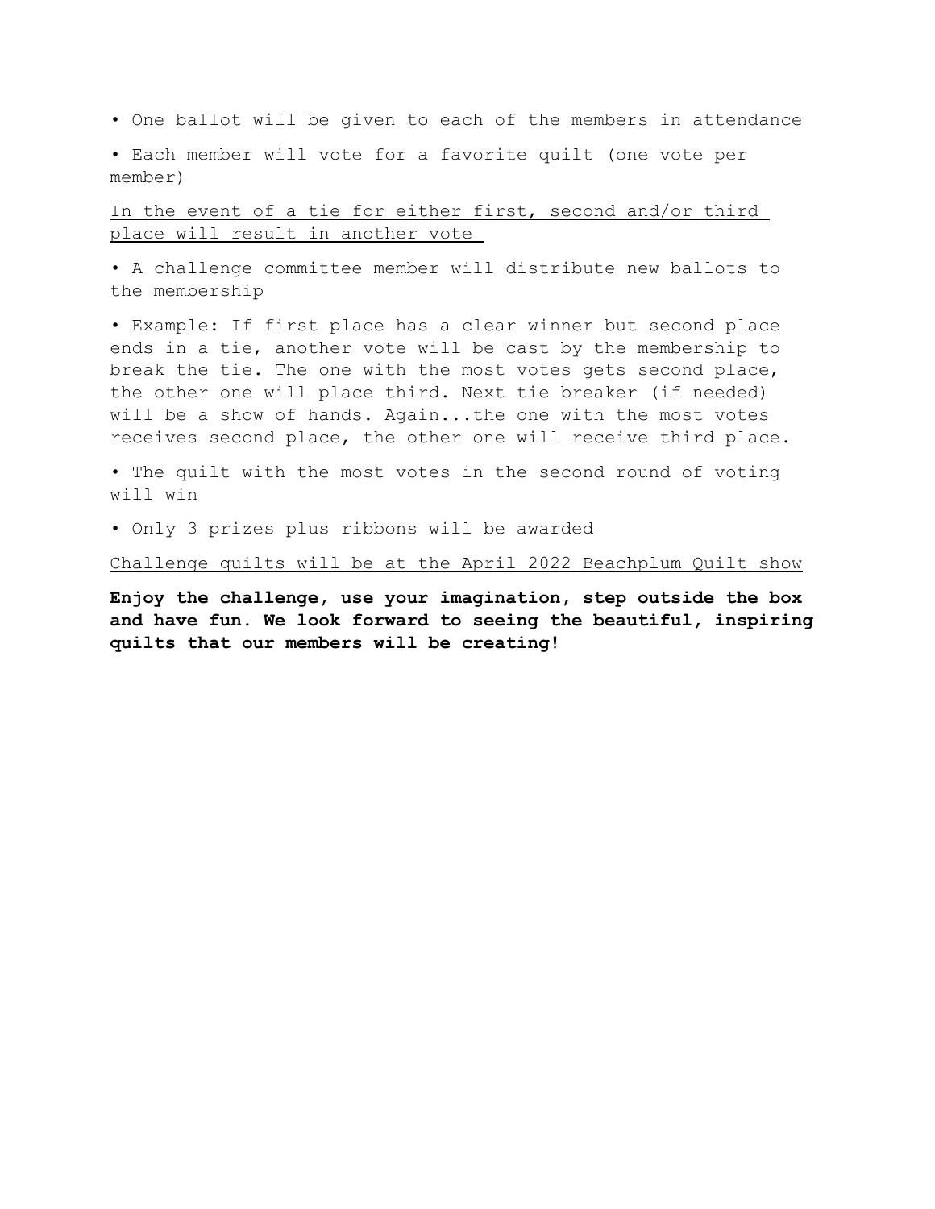- One ballot will be given to each of the members in attendance
- Each member will vote for a favorite quilt (one vote per member)

<u>In the event of a tie for either first, second and/or third place will result in another vote</u>

- A challenge committee member will distribute new ballots to the membership
- Example: If first place has a clear winner but second place ends in a tie, another vote will be cast by the membership to break the tie. The one with the most votes gets second place, the other one will place third. Next tie breaker (if needed) will be a show of hands. Again...the one with the most votes receives second place, the other one will receive third place.
- The quilt with the most votes in the second round of voting will win
- Only 3 prizes plus ribbons will be awarded

<u>Challenge quilts will be at the April 2022 Beachplum Quilt show</u>

**Enjoy the challenge, use your imagination, step outside the box and have fun. We look forward to seeing the beautiful, inspiring quilts that our members will be creating!**